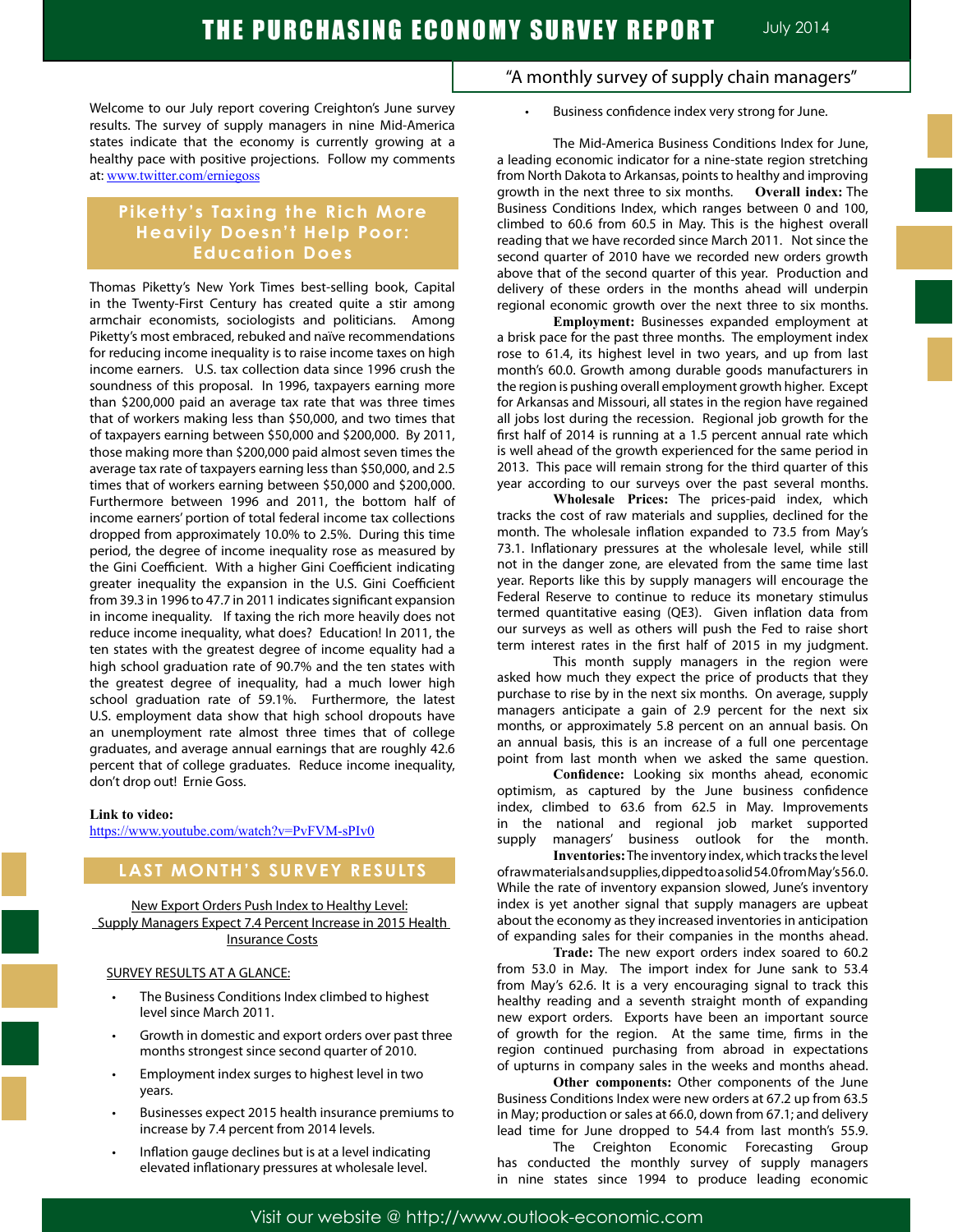# THE PURCHASING ECONOMY SURVEY REPORT

July 2014

"A monthly survey of supply chain managers"

Welcome to our July report covering Creighton's June survey results. The survey of supply managers in nine Mid-America states indicate that the economy is currently growing at a healthy pace with positive projections. Follow my comments at: www.twitter.com/erniegoss

## Piketty's Taxing the Rich More Heavily Doesn't Help Poor: Education Does

Thomas Piketty's New York Times best-selling book, Capital in the Twenty-First Century has created quite a stir among armchair economists, sociologists and politicians. Among Piketty's most embraced, rebuked and naïve recommendations for reducing income inequality is to raise income taxes on high income earners. U.S. tax collection data since 1996 crush the soundness of this proposal. In 1996, taxpayers earning more than $200,000 paid an average tax rate that was three times that of workers making less than $50,000, and two times that of taxpayers earning between $50,000 and $200,000. By 2011, those making more than $200,000 paid almost seven times the average tax rate of taxpayers earning less than $50,000, and 2.5 times that of workers earning between $50,000 and $200,000. Furthermore between 1996 and 2011, the bottom half of income earners' portion of total federal income tax collections dropped from approximately 10.0% to 2.5%. During this time period, the degree of income inequality rose as measured by the Gini Coefficient. With a higher Gini Coefficient indicating greater inequality the expansion in the U.S. Gini Coefficient from 39.3 in 1996 to 47.7 in 2011 indicates significant expansion in income inequality. If taxing the rich more heavily does not reduce income inequality, what does? Education! In 2011, the ten states with the greatest degree of income equality had a high school graduation rate of 90.7% and the ten states with the greatest degree of inequality, had a much lower high school graduation rate of 59.1%. Furthermore, the latest U.S. employment data show that high school dropouts have an unemployment rate almost three times that of college graduates, and average annual earnings that are roughly 42.6 percent that of college graduates. Reduce income inequality, don't drop out! Ernie Goss.

**Link to video:**
https://www.youtube.com/watch?v=PvFVM-sPIv0

## LAST MONTH'S SURVEY RESULTS

New Export Orders Push Index to Healthy Level:
Supply Managers Expect 7.4 Percent Increase in 2015 Health Insurance Costs

SURVEY RESULTS AT A GLANCE:

- The Business Conditions Index climbed to highest level since March 2011.
- Growth in domestic and export orders over past three months strongest since second quarter of 2010.
- Employment index surges to highest level in two years.
- Businesses expect 2015 health insurance premiums to increase by 7.4 percent from 2014 levels.
- Inflation gauge declines but is at a level indicating elevated inflationary pressures at wholesale level.
- Business confidence index very strong for June.

The Mid-America Business Conditions Index for June, a leading economic indicator for a nine-state region stretching from North Dakota to Arkansas, points to healthy and improving growth in the next three to six months. **Overall index:** The Business Conditions Index, which ranges between 0 and 100, climbed to 60.6 from 60.5 in May. This is the highest overall reading that we have recorded since March 2011. Not since the second quarter of 2010 have we recorded new orders growth above that of the second quarter of this year. Production and delivery of these orders in the months ahead will underpin regional economic growth over the next three to six months.

**Employment:** Businesses expanded employment at a brisk pace for the past three months. The employment index rose to 61.4, its highest level in two years, and up from last month's 60.0. Growth among durable goods manufacturers in the region is pushing overall employment growth higher. Except for Arkansas and Missouri, all states in the region have regained all jobs lost during the recession. Regional job growth for the first half of 2014 is running at a 1.5 percent annual rate which is well ahead of the growth experienced for the same period in 2013. This pace will remain strong for the third quarter of this year according to our surveys over the past several months.

**Wholesale Prices:** The prices-paid index, which tracks the cost of raw materials and supplies, declined for the month. The wholesale inflation expanded to 73.5 from May's 73.1. Inflationary pressures at the wholesale level, while still not in the danger zone, are elevated from the same time last year. Reports like this by supply managers will encourage the Federal Reserve to continue to reduce its monetary stimulus termed quantitative easing (QE3). Given inflation data from our surveys as well as others will push the Fed to raise short term interest rates in the first half of 2015 in my judgment.

This month supply managers in the region were asked how much they expect the price of products that they purchase to rise by in the next six months. On average, supply managers anticipate a gain of 2.9 percent for the next six months, or approximately 5.8 percent on an annual basis. On an annual basis, this is an increase of a full one percentage point from last month when we asked the same question.

**Confidence:** Looking six months ahead, economic optimism, as captured by the June business confidence index, climbed to 63.6 from 62.5 in May. Improvements in the national and regional job market supported supply managers' business outlook for the month.

**Inventories:** The inventory index, which tracks the level of raw materials and supplies, dipped to a solid 54.0 from May's 56.0. While the rate of inventory expansion slowed, June's inventory index is yet another signal that supply managers are upbeat about the economy as they increased inventories in anticipation of expanding sales for their companies in the months ahead.

**Trade:** The new export orders index soared to 60.2 from 53.0 in May. The import index for June sank to 53.4 from May's 62.6. It is a very encouraging signal to track this healthy reading and a seventh straight month of expanding new export orders. Exports have been an important source of growth for the region. At the same time, firms in the region continued purchasing from abroad in expectations of upturns in company sales in the weeks and months ahead.

**Other components:** Other components of the June Business Conditions Index were new orders at 67.2 up from 63.5 in May; production or sales at 66.0, down from 67.1; and delivery lead time for June dropped to 54.4 from last month's 55.9.

The Creighton Economic Forecasting Group has conducted the monthly survey of supply managers in nine states since 1994 to produce leading economic

Visit our website @ http://www.outlook-economic.com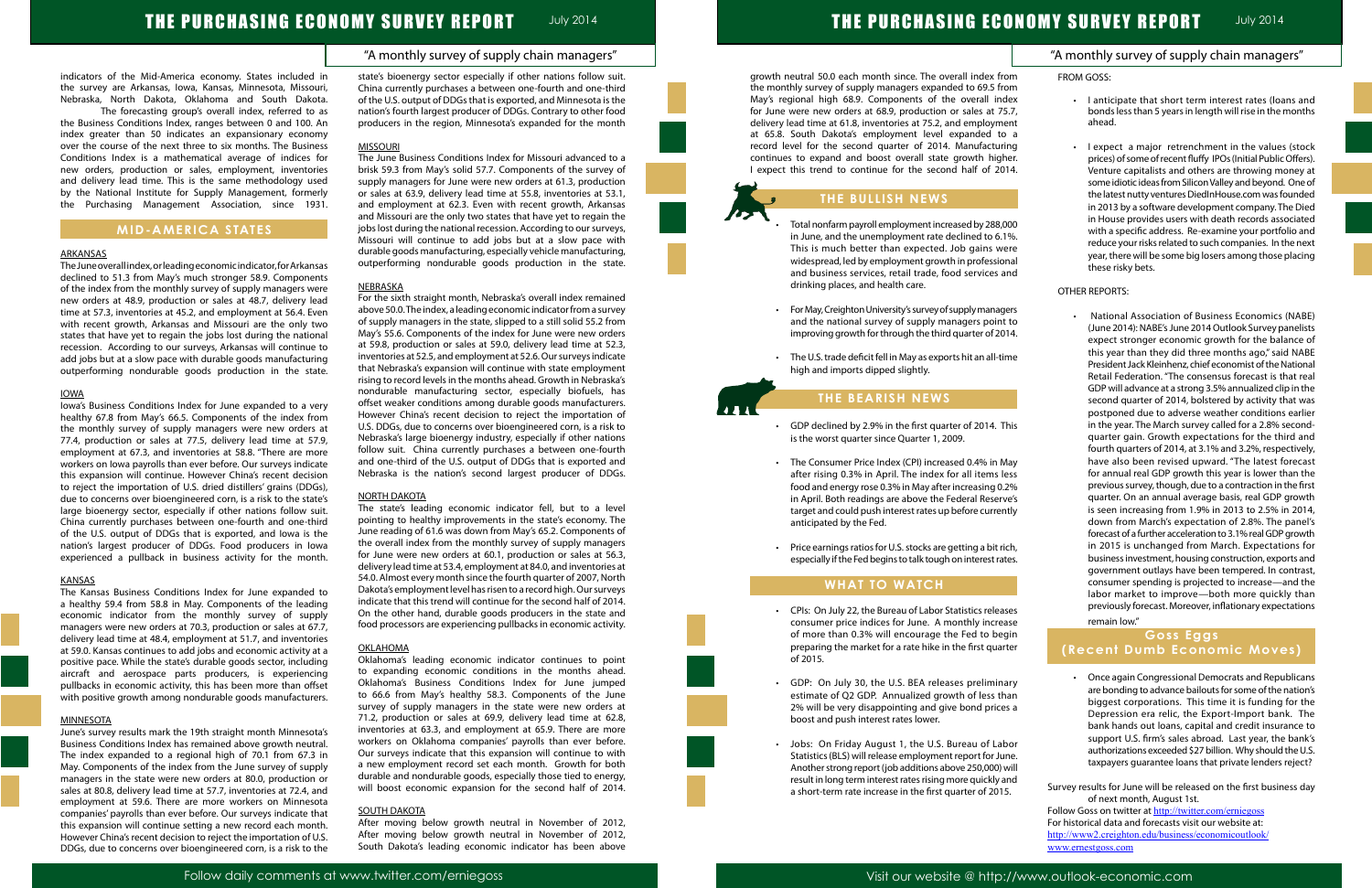indicators of the Mid-America economy. States included in the survey are Arkansas, Iowa, Kansas, Minnesota, Missouri, Nebraska, North Dakota, Oklahoma and South Dakota.

The forecasting group's overall index, referred to as the Business Conditions Index, ranges between 0 and 100. An index greater than 50 indicates an expansionary economy over the course of the next three to six months. The Business Conditions Index is a mathematical average of indices for new orders, production or sales, employment, inventories and delivery lead time. This is the same methodology used by the National Institute for Supply Management, formerly the Purchasing Management Association, since 1931.

## MID-AMERICA STATES

### ARKANSAS

The June overall index, or leading economic indicator, for Arkansas declined to 51.3 from May's much stronger 58.9. Components of the index from the monthly survey of supply managers were new orders at 48.9, production or sales at 48.7, delivery lead time at 57.3, inventories at 45.2, and employment at 56.4. Even with recent growth, Arkansas and Missouri are the only two states that have yet to regain the jobs lost during the national recession. According to our surveys, Arkansas will continue to add jobs but at a slow pace with durable goods manufacturing outperforming nondurable goods production in the state.

### IOWA

Iowa's Business Conditions Index for June expanded to a very healthy 67.8 from May's 66.5. Components of the index from the monthly survey of supply managers were new orders at 77.4, production or sales at 77.5, delivery lead time at 57.9, employment at 67.3, and inventories at 58.8. "There are more workers on Iowa payrolls than ever before. Our surveys indicate this expansion will continue. However China's recent decision to reject the importation of U.S. dried distillers' grains (DDGs), due to concerns over bioengineered corn, is a risk to the state's large bioenergy sector, especially if other nations follow suit. China currently purchases between one-fourth and one-third of the U.S. output of DDGs that is exported, and Iowa is the nation's largest producer of DDGs. Food producers in Iowa experienced a pullback in business activity for the month.

### KANSAS

The Kansas Business Conditions Index for June expanded to a healthy 59.4 from 58.8 in May. Components of the leading economic indicator from the monthly survey of supply managers were new orders at 70.3, production or sales at 67.7, delivery lead time at 48.4, employment at 51.7, and inventories at 59.0. Kansas continues to add jobs and economic activity at a positive pace. While the state's durable goods sector, including aircraft and aerospace parts producers, is experiencing pullbacks in economic activity, this has been more than offset with positive growth among nondurable goods manufacturers.

### MINNESOTA

June's survey results mark the 19th straight month Minnesota's Business Conditions Index has remained above growth neutral. The index expanded to a regional high of 70.1 from 67.3 in May. Components of the index from the June survey of supply managers in the state were new orders at 80.0, production or sales at 80.8, delivery lead time at 57.7, inventories at 72.4, and employment at 59.6. There are more workers on Minnesota companies' payrolls than ever before. Our surveys indicate that this expansion will continue setting a new record each month. However China's recent decision to reject the importation of U.S. DDGs, due to concerns over bioengineered corn, is a risk to the state's bioenergy sector especially if other nations follow suit. China currently purchases a between one-fourth and one-third of the U.S. output of DDGs that is exported, and Minnesota is the nation's fourth largest producer of DDGs. Contrary to other food producers in the region, Minnesota's expanded for the month

### MISSOURI

The June Business Conditions Index for Missouri advanced to a brisk 59.3 from May's solid 57.7. Components of the survey of supply managers for June were new orders at 61.3, production or sales at 63.9, delivery lead time at 55.8, inventories at 53.1, and employment at 62.3. Even with recent growth, Arkansas and Missouri are the only two states that have yet to regain the jobs lost during the national recession. According to our surveys, Missouri will continue to add jobs but at a slow pace with durable goods manufacturing, especially vehicle manufacturing, outperforming nondurable goods production in the state.

### NEBRASKA

For the sixth straight month, Nebraska's overall index remained above 50.0. The index, a leading economic indicator from a survey of supply managers in the state, slipped to a still solid 55.2 from May's 55.6. Components of the index for June were new orders at 59.8, production or sales at 59.0, delivery lead time at 52.3, inventories at 52.5, and employment at 52.6. Our surveys indicate that Nebraska's expansion will continue with state employment rising to record levels in the months ahead. Growth in Nebraska's nondurable manufacturing sector, especially biofuels, has offset weaker conditions among durable goods manufacturers. However China's recent decision to reject the importation of U.S. DDGs, due to concerns over bioengineered corn, is a risk to Nebraska's large bioenergy industry, especially if other nations follow suit. China currently purchases a between one-fourth and one-third of the U.S. output of DDGs that is exported and Nebraska is the nation's second largest producer of DDGs.

### NORTH DAKOTA

The state's leading economic indicator fell, but to a level pointing to healthy improvements in the state's economy. The June reading of 61.6 was down from May's 65.2. Components of the overall index from the monthly survey of supply managers for June were new orders at 60.1, production or sales at 56.3, delivery lead time at 53.4, employment at 84.0, and inventories at 54.0. Almost every month since the fourth quarter of 2007, North Dakota's employment level has risen to a record high. Our surveys indicate that this trend will continue for the second half of 2014. On the other hand, durable goods producers in the state and food processors are experiencing pullbacks in economic activity.

### OKLAHOMA

Oklahoma's leading economic indicator continues to point to expanding economic conditions in the months ahead. Oklahoma's Business Conditions Index for June jumped to 66.6 from May's healthy 58.3. Components of the June survey of supply managers in the state were new orders at 71.2, production or sales at 69.9, delivery lead time at 62.8, inventories at 63.3, and employment at 65.9. There are more workers on Oklahoma companies' payrolls than ever before. Our surveys indicate that this expansion will continue to with a new employment record set each month. Growth for both durable and nondurable goods, especially those tied to energy, will boost economic expansion for the second half of 2014.

### SOUTH DAKOTA

After moving below growth neutral in November of 2012, After moving below growth neutral in November of 2012, South Dakota's leading economic indicator has been above growth neutral 50.0 each month since. The overall index from the monthly survey of supply managers expanded to 69.5 from May's regional high 68.9. Components of the overall index for June were new orders at 68.9, production or sales at 75.7, delivery lead time at 61.8, inventories at 75.2, and employment at 65.8. South Dakota's employment level expanded to a record level for the second quarter of 2014. Manufacturing continues to expand and boost overall state growth higher. I expect this trend to continue for the second half of 2014.

## THE BULLISH NEWS

- Total nonfarm payroll employment increased by 288,000 in June, and the unemployment rate declined to 6.1%. This is much better than expected. Job gains were widespread, led by employment growth in professional and business services, retail trade, food services and drinking places, and health care.
- For May, Creighton University's survey of supply managers and the national survey of supply managers point to improving growth for through the third quarter of 2014.
- The U.S. trade deficit fell in May as exports hit an all-time high and imports dipped slightly.

## THE BEARISH NEWS

- GDP declined by 2.9% in the first quarter of 2014. This is the worst quarter since Quarter 1, 2009.
- The Consumer Price Index (CPI) increased 0.4% in May after rising 0.3% in April. The index for all items less food and energy rose 0.3% in May after increasing 0.2% in April. Both readings are above the Federal Reserve's target and could push interest rates up before currently anticipated by the Fed.
- Price earnings ratios for U.S. stocks are getting a bit rich, especially if the Fed begins to talk tough on interest rates.

## WHAT TO WATCH

- CPIs: On July 22, the Bureau of Labor Statistics releases consumer price indices for June. A monthly increase of more than 0.3% will encourage the Fed to begin preparing the market for a rate hike in the first quarter of 2015.
- GDP: On July 30, the U.S. BEA releases preliminary estimate of Q2 GDP. Annualized growth of less than 2% will be very disappointing and give bond prices a boost and push interest rates lower.
- Jobs: On Friday August 1, the U.S. Bureau of Labor Statistics (BLS) will release employment report for June. Another strong report (job additions above 250,000) will result in long term interest rates rising more quickly and a short-term rate increase in the first quarter of 2015.

FROM GOSS:

- I anticipate that short term interest rates (loans and bonds less than 5 years in length will rise in the months ahead.
- I expect a major retrenchment in the values (stock prices) of some of recent fluffy IPOs (Initial Public Offers). Venture capitalists and others are throwing money at some idiotic ideas from Silicon Valley and beyond. One of the latest nutty ventures DiedInHouse.com was founded in 2013 by a software development company. The Died in House provides users with death records associated with a specific address. Re-examine your portfolio and reduce your risks related to such companies. In the next year, there will be some big losers among those placing these risky bets.

OTHER REPORTS:

- National Association of Business Economics (NABE) (June 2014): NABE's June 2014 Outlook Survey panelists expect stronger economic growth for the balance of this year than they did three months ago," said NABE President Jack Kleinhenz, chief economist of the National Retail Federation. "The consensus forecast is that real GDP will advance at a strong 3.5% annualized clip in the second quarter of 2014, bolstered by activity that was postponed due to adverse weather conditions earlier in the year. The March survey called for a 2.8% second-quarter gain. Growth expectations for the third and fourth quarters of 2014, at 3.1% and 3.2%, respectively, have also been revised upward. "The latest forecast for annual real GDP growth this year is lower than the previous survey, though, due to a contraction in the first quarter. On an annual average basis, real GDP growth is seen increasing from 1.9% in 2013 to 2.5% in 2014, down from March's expectation of 2.8%. The panel's forecast of a further acceleration to 3.1% real GDP growth in 2015 is unchanged from March. Expectations for business investment, housing construction, exports and government outlays have been tempered. In contrast, consumer spending is projected to increase—and the labor market to improve—both more quickly than previously forecast. Moreover, inflationary expectations remain low."

## Goss Eggs (Recent Dumb Economic Moves)

- Once again Congressional Democrats and Republicans are bonding to advance bailouts for some of the nation's biggest corporations. This time it is funding for the Depression era relic, the Export-Import bank. The bank hands out loans, capital and credit insurance to support U.S. firm's sales abroad. Last year, the bank's authorizations exceeded $27 billion. Why should the U.S. taxpayers guarantee loans that private lenders reject?

Survey results for June will be released on the first business day of next month, August 1st.

Follow Goss on twitter at http://twitter.com/erniegoss

For historical data and forecasts visit our website at:

http://www2.creighton.edu/business/economicoutlook/

www.ernestgoss.com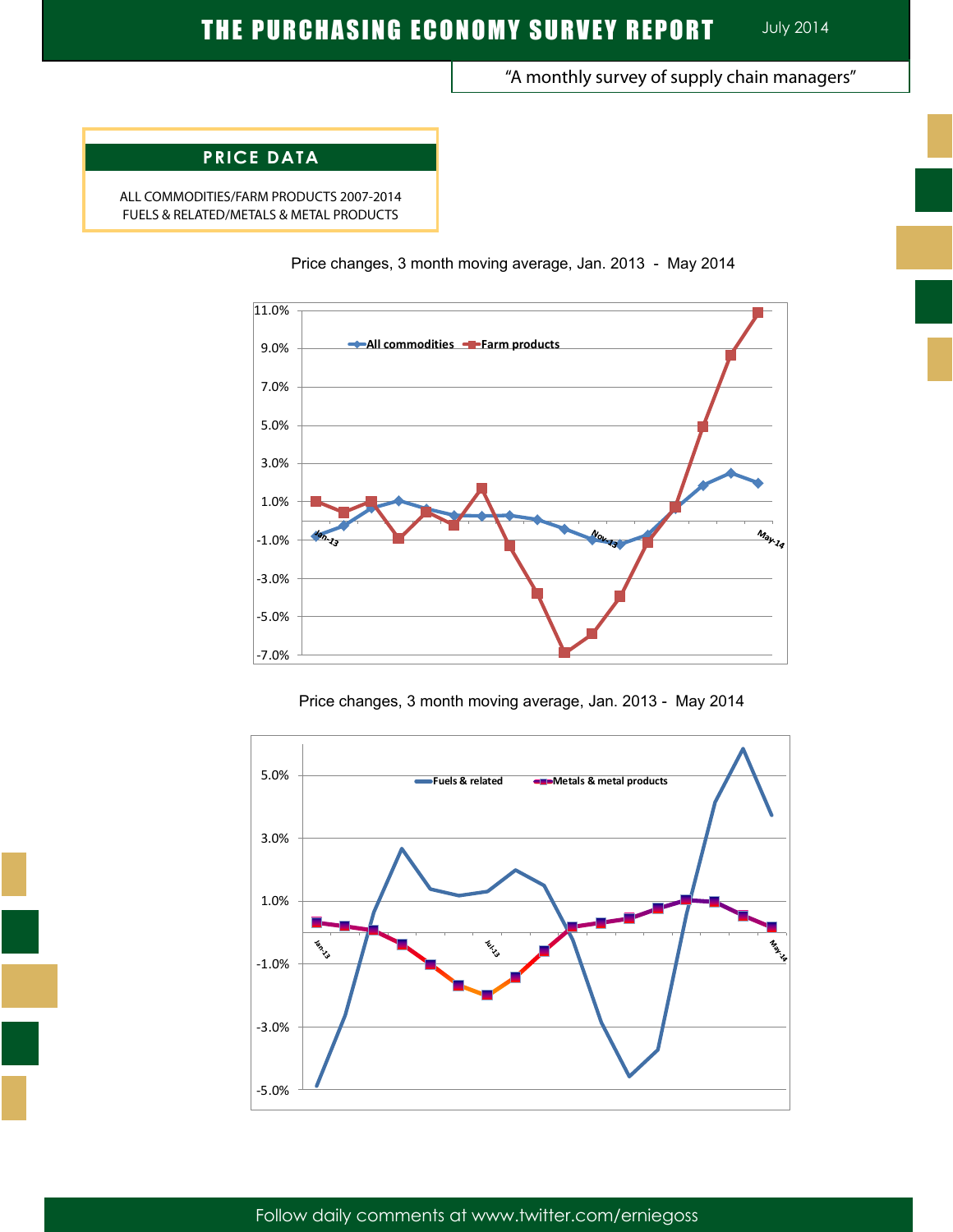# THE PURCHASING ECONOMY SURVEY REPORT

July 2014

"A monthly survey of supply chain managers"

## PRICE DATA

ALL COMMODITIES/FARM PRODUCTS 2007-2014
FUELS & RELATED/METALS & METAL PRODUCTS

Price changes, 3 month moving average, Jan. 2013 - May 2014

11.0%
9.0%
7.0%
5.0%
3.0%
1.0%
-1.0%
-3.0%
-5.0%
-7.0%

All commodities
Farm products

Jan-13
Nov-13
May-14

Price changes, 3 month moving average, Jan. 2013 - May 2014

5.0%
3.0%
1.0%
-1.0%
-3.0%
-5.0%

Fuels & related
Metals & metal products

Jan-13
Jul-13
May-14

Follow daily comments at www.twitter.com/erniegoss